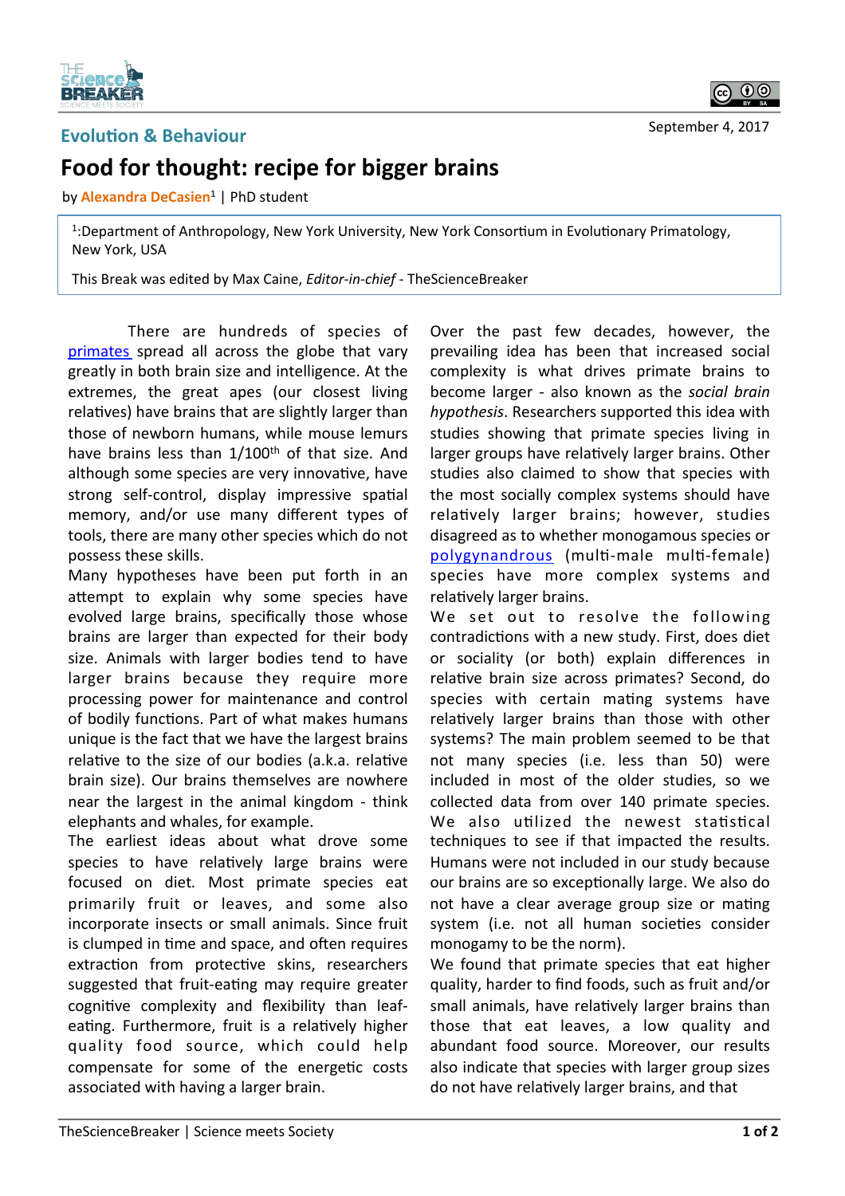Evolution & Behaviour

September 4, 2017

# Food for thought: recipe for bigger brains

by **Alexandra DeCasien**[1] | PhD student

[1]:Department of Anthropology, New York University, New York Consortium in Evolutionary Primatology, New York, USA

This Break was edited by Max Caine, *Editor-in-chief* - TheScienceBreaker

There are hundreds of species of primates spread all across the globe that vary greatly in both brain size and intelligence. At the extremes, the great apes (our closest living relatives) have brains that are slightly larger than those of newborn humans, while mouse lemurs have brains less than 1/100th of that size. And although some species are very innovative, have strong self-control, display impressive spatial memory, and/or use many different types of tools, there are many other species which do not possess these skills.

Many hypotheses have been put forth in an attempt to explain why some species have evolved large brains, specifically those whose brains are larger than expected for their body size. Animals with larger bodies tend to have larger brains because they require more processing power for maintenance and control of bodily functions. Part of what makes humans unique is the fact that we have the largest brains relative to the size of our bodies (a.k.a. relative brain size). Our brains themselves are nowhere near the largest in the animal kingdom - think elephants and whales, for example.

The earliest ideas about what drove some species to have relatively large brains were focused on diet. Most primate species eat primarily fruit or leaves, and some also incorporate insects or small animals. Since fruit is clumped in time and space, and often requires extraction from protective skins, researchers suggested that fruit-eating may require greater cognitive complexity and flexibility than leaf-eating. Furthermore, fruit is a relatively higher quality food source, which could help compensate for some of the energetic costs associated with having a larger brain.

Over the past few decades, however, the prevailing idea has been that increased social complexity is what drives primate brains to become larger - also known as the *social brain hypothesis*. Researchers supported this idea with studies showing that primate species living in larger groups have relatively larger brains. Other studies also claimed to show that species with the most socially complex systems should have relatively larger brains; however, studies disagreed as to whether monogamous species or polygynandrous (multi-male multi-female) species have more complex systems and relatively larger brains.

We set out to resolve the following contradictions with a new study. First, does diet or sociality (or both) explain differences in relative brain size across primates? Second, do species with certain mating systems have relatively larger brains than those with other systems? The main problem seemed to be that not many species (i.e. less than 50) were included in most of the older studies, so we collected data from over 140 primate species. We also utilized the newest statistical techniques to see if that impacted the results. Humans were not included in our study because our brains are so exceptionally large. We also do not have a clear average group size or mating system (i.e. not all human societies consider monogamy to be the norm).

We found that primate species that eat higher quality, harder to find foods, such as fruit and/or small animals, have relatively larger brains than those that eat leaves, a low quality and abundant food source. Moreover, our results also indicate that species with larger group sizes do not have relatively larger brains, and that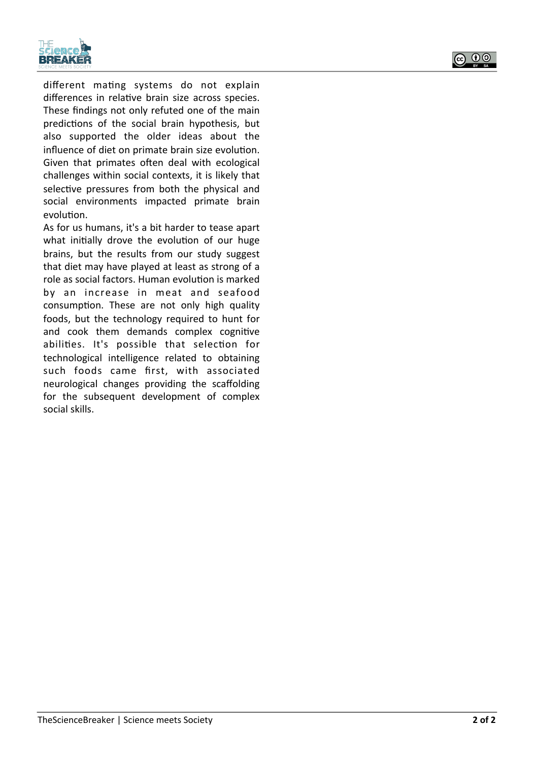different mating systems do not explain differences in relative brain size across species. These findings not only refuted one of the main predictions of the social brain hypothesis, but also supported the older ideas about the influence of diet on primate brain size evolution. Given that primates often deal with ecological challenges within social contexts, it is likely that selective pressures from both the physical and social environments impacted primate brain evolution.

As for us humans, it's a bit harder to tease apart what initially drove the evolution of our huge brains, but the results from our study suggest that diet may have played at least as strong of a role as social factors. Human evolution is marked by an increase in meat and seafood consumption. These are not only high quality foods, but the technology required to hunt for and cook them demands complex cognitive abilities. It's possible that selection for technological intelligence related to obtaining such foods came first, with associated neurological changes providing the scaffolding for the subsequent development of complex social skills.